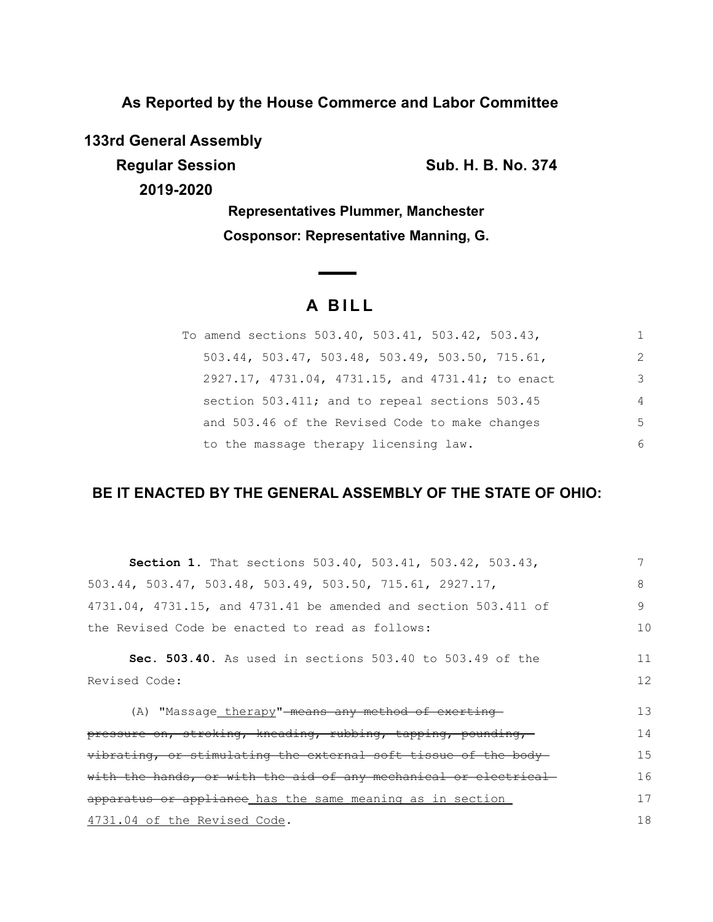**As Reported by the House Commerce and Labor Committee**

**133rd General Assembly**

**Regular Session** **Sub. H. B. No. 374**

**2019-2020**

**Representatives Plummer, Manchester**

**Cosponsor: Representative Manning, G.**

# A BILL

To amend sections 503.40, 503.41, 503.42, 503.43, 503.44, 503.47, 503.48, 503.49, 503.50, 715.61, 2927.17, 4731.04, 4731.15, and 4731.41; to enact section 503.411; and to repeal sections 503.45 and 503.46 of the Revised Code to make changes to the massage therapy licensing law.

## BE IT ENACTED BY THE GENERAL ASSEMBLY OF THE STATE OF OHIO:

**Section 1.** That sections 503.40, 503.41, 503.42, 503.43, 503.44, 503.47, 503.48, 503.49, 503.50, 715.61, 2927.17, 4731.04, 4731.15, and 4731.41 be amended and section 503.411 of the Revised Code be enacted to read as follows:

**Sec. 503.40.** As used in sections 503.40 to 503.49 of the Revised Code:

(A) "Massage <u>therapy</u>" ~~means any method of exerting pressure on, stroking, kneading, rubbing, tapping, pounding, vibrating, or stimulating the external soft tissue of the body with the hands, or with the aid of any mechanical or electrical apparatus or appliance~~ <u>has the same meaning as in section 4731.04 of the Revised Code</u>.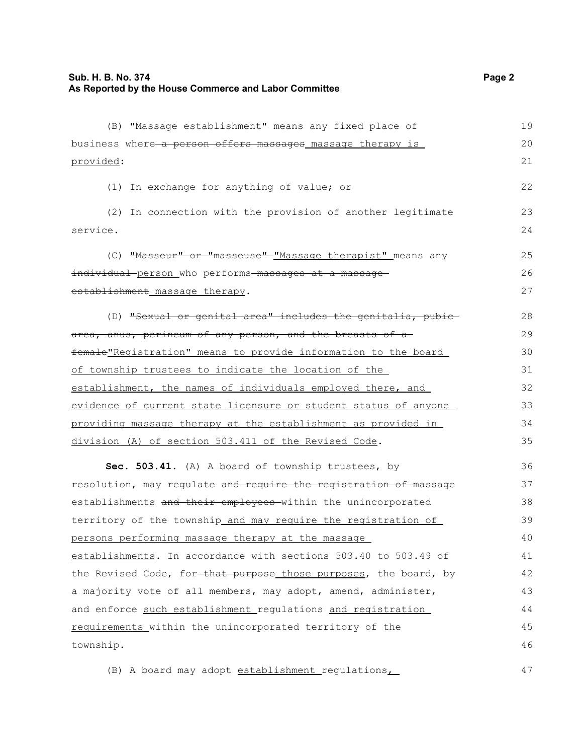(B) "Massage establishment" means any fixed place of business where~~ a person offers massages~~ <u>massage therapy is provided</u>:

(1) In exchange for anything of value; or

(2) In connection with the provision of another legitimate service.

(C) ~~"Masseur" or "masseuse"~~ <u>"Massage therapist"</u> means any ~~individual~~ <u>person</u> who performs~~ massages at a massage establishment~~ <u>massage therapy</u>.

(D) ~~"Sexual or genital area" includes the genitalia, pubic area, anus, perineum of any person, and the breasts of a female~~<u>"Registration" means to provide information to the board of township trustees to indicate the location of the establishment, the names of individuals employed there, and evidence of current state licensure or student status of anyone providing massage therapy at the establishment as provided in division (A) of section 503.411 of the Revised Code</u>.

**Sec. 503.41.** (A) A board of township trustees, by resolution, may regulate ~~and require the registration of~~ massage establishments ~~and their employees~~ within the unincorporated territory of the township<u> and may require the registration of persons performing massage therapy at the massage establishments</u>. In accordance with sections 503.40 to 503.49 of the Revised Code, for~~ that purpose~~ <u>those purposes</u>, the board, by a majority vote of all members, may adopt, amend, administer, and enforce <u>such establishment</u> regulations <u>and registration requirements</u> within the unincorporated territory of the township.

(B) A board may adopt <u>establishment</u> regulations<u>,</u>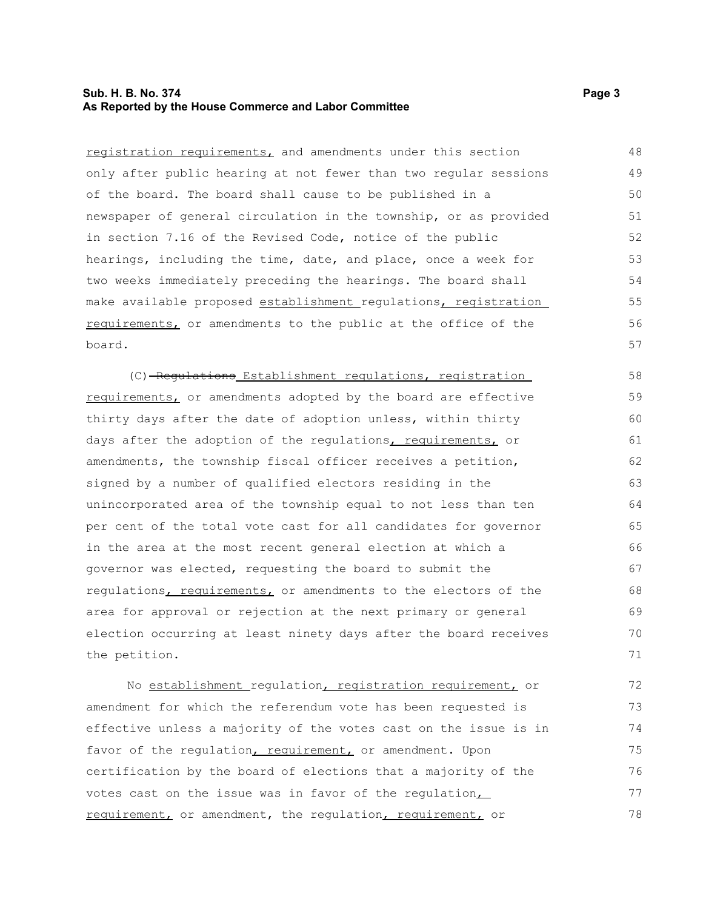registration requirements, and amendments under this section only after public hearing at not fewer than two regular sessions of the board. The board shall cause to be published in a newspaper of general circulation in the township, or as provided in section 7.16 of the Revised Code, notice of the public hearings, including the time, date, and place, once a week for two weeks immediately preceding the hearings. The board shall make available proposed establishment regulations, registration requirements, or amendments to the public at the office of the board.

(C) ~~Regulations~~ Establishment regulations, registration requirements, or amendments adopted by the board are effective thirty days after the date of adoption unless, within thirty days after the adoption of the regulations, requirements, or amendments, the township fiscal officer receives a petition, signed by a number of qualified electors residing in the unincorporated area of the township equal to not less than ten per cent of the total vote cast for all candidates for governor in the area at the most recent general election at which a governor was elected, requesting the board to submit the regulations, requirements, or amendments to the electors of the area for approval or rejection at the next primary or general election occurring at least ninety days after the board receives the petition.

No establishment regulation, registration requirement, or amendment for which the referendum vote has been requested is effective unless a majority of the votes cast on the issue is in favor of the regulation, requirement, or amendment. Upon certification by the board of elections that a majority of the votes cast on the issue was in favor of the regulation, requirement, or amendment, the regulation, requirement, or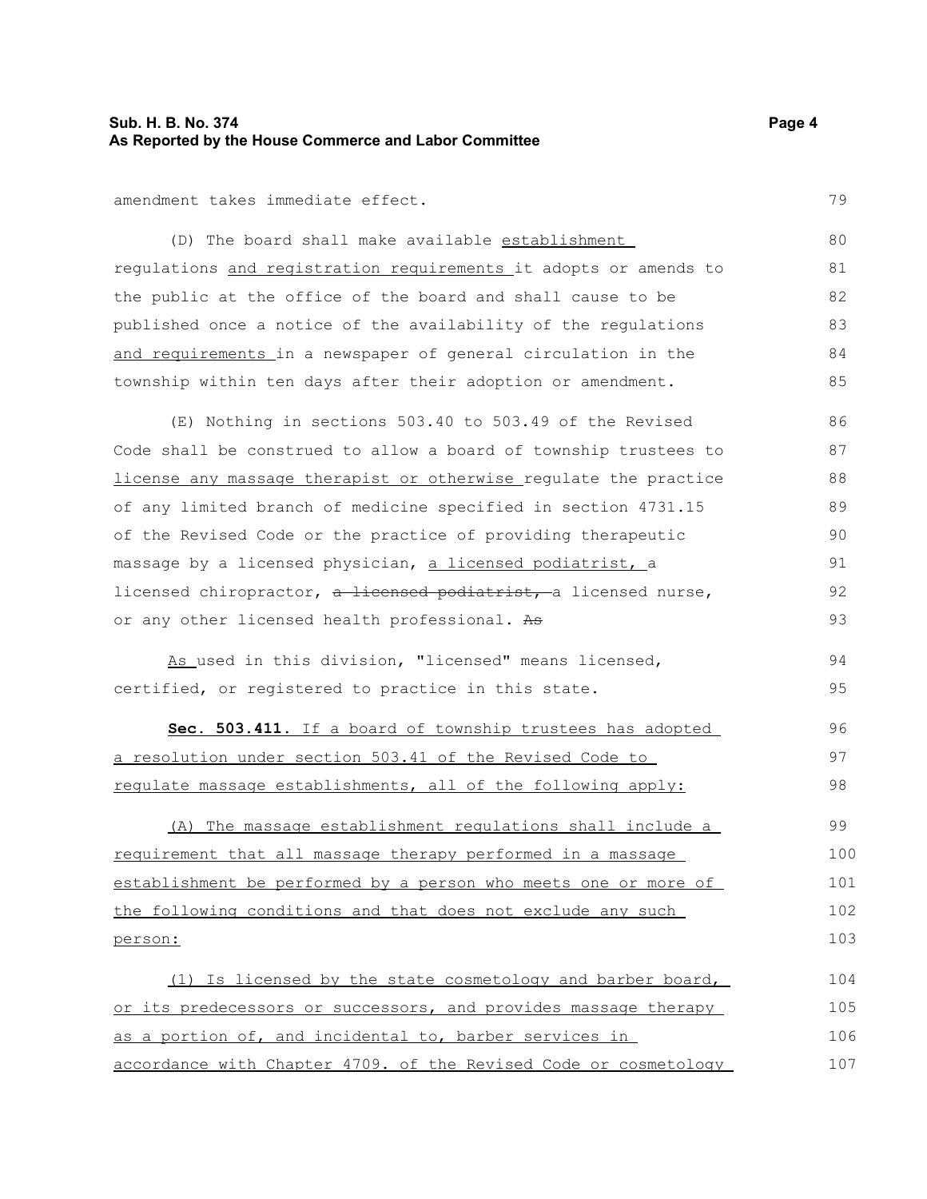amendment takes immediate effect.

(D) The board shall make available establishment regulations and registration requirements it adopts or amends to the public at the office of the board and shall cause to be published once a notice of the availability of the regulations and requirements in a newspaper of general circulation in the township within ten days after their adoption or amendment.

(E) Nothing in sections 503.40 to 503.49 of the Revised Code shall be construed to allow a board of township trustees to license any massage therapist or otherwise regulate the practice of any limited branch of medicine specified in section 4731.15 of the Revised Code or the practice of providing therapeutic massage by a licensed physician, a licensed podiatrist, a licensed chiropractor, ~~a licensed podiatrist,~~ a licensed nurse, or any other licensed health professional. ~~As~~

As used in this division, "licensed" means licensed, certified, or registered to practice in this state.

**Sec. 503.411.** If a board of township trustees has adopted a resolution under section 503.41 of the Revised Code to regulate massage establishments, all of the following apply:

(A) The massage establishment regulations shall include a requirement that all massage therapy performed in a massage establishment be performed by a person who meets one or more of the following conditions and that does not exclude any such person:

(1) Is licensed by the state cosmetology and barber board, or its predecessors or successors, and provides massage therapy as a portion of, and incidental to, barber services in accordance with Chapter 4709. of the Revised Code or cosmetology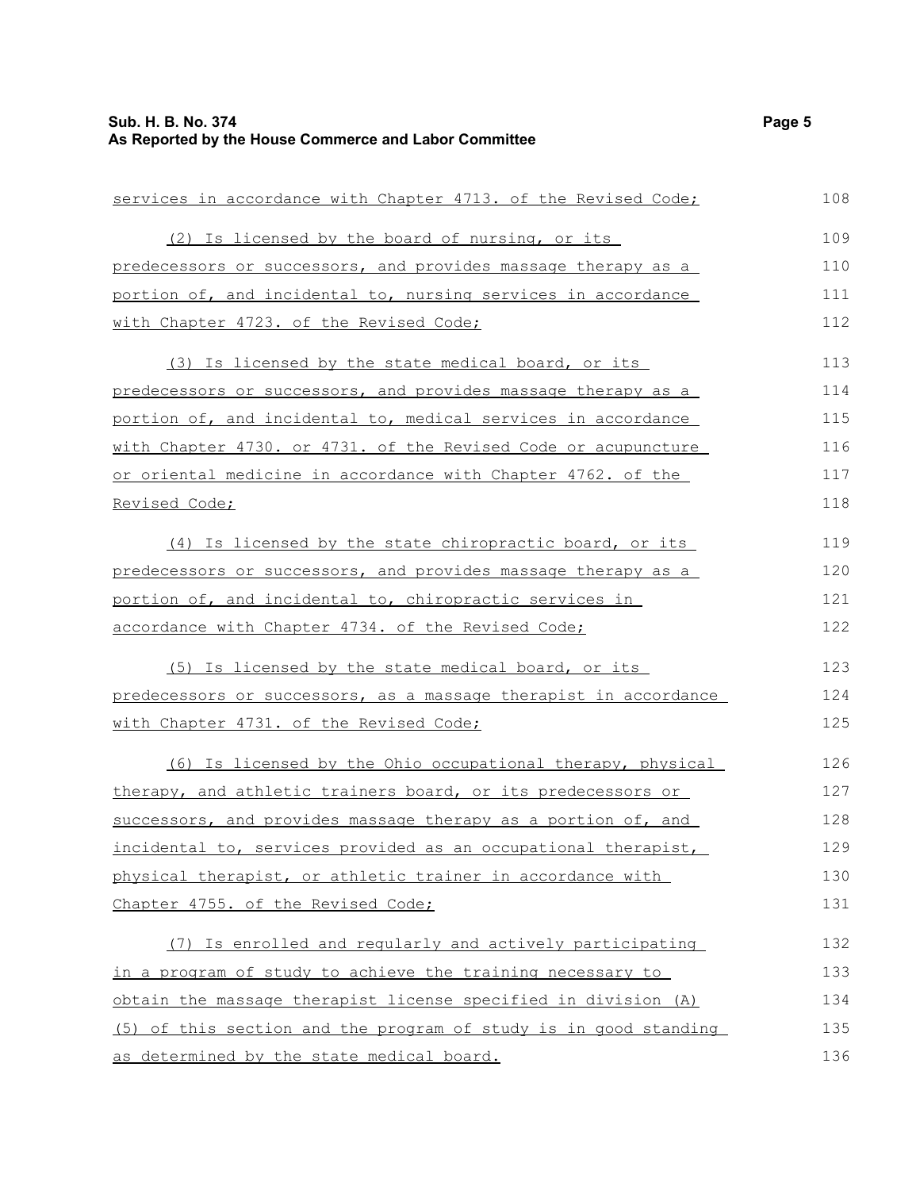services in accordance with Chapter 4713. of the Revised Code;

(2) Is licensed by the board of nursing, or its predecessors or successors, and provides massage therapy as a portion of, and incidental to, nursing services in accordance with Chapter 4723. of the Revised Code;

(3) Is licensed by the state medical board, or its predecessors or successors, and provides massage therapy as a portion of, and incidental to, medical services in accordance with Chapter 4730. or 4731. of the Revised Code or acupuncture or oriental medicine in accordance with Chapter 4762. of the Revised Code;

(4) Is licensed by the state chiropractic board, or its predecessors or successors, and provides massage therapy as a portion of, and incidental to, chiropractic services in accordance with Chapter 4734. of the Revised Code;

(5) Is licensed by the state medical board, or its predecessors or successors, as a massage therapist in accordance with Chapter 4731. of the Revised Code;

(6) Is licensed by the Ohio occupational therapy, physical therapy, and athletic trainers board, or its predecessors or successors, and provides massage therapy as a portion of, and incidental to, services provided as an occupational therapist, physical therapist, or athletic trainer in accordance with Chapter 4755. of the Revised Code;

(7) Is enrolled and regularly and actively participating in a program of study to achieve the training necessary to obtain the massage therapist license specified in division (A)(5) of this section and the program of study is in good standing as determined by the state medical board.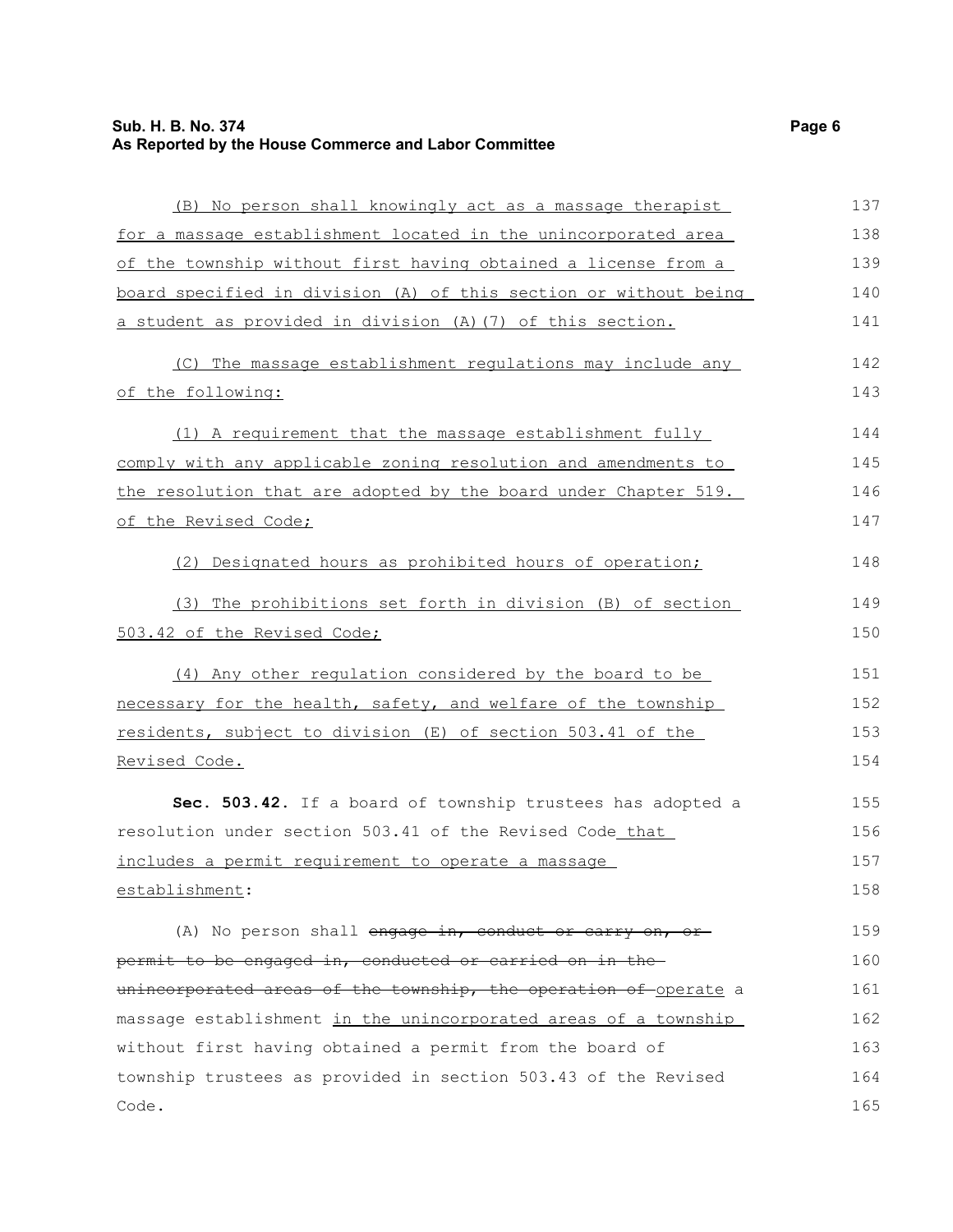(B) No person shall knowingly act as a massage therapist for a massage establishment located in the unincorporated area of the township without first having obtained a license from a board specified in division (A) of this section or without being a student as provided in division (A)(7) of this section.

(C) The massage establishment regulations may include any of the following:

(1) A requirement that the massage establishment fully comply with any applicable zoning resolution and amendments to the resolution that are adopted by the board under Chapter 519. of the Revised Code;

(2) Designated hours as prohibited hours of operation;

(3) The prohibitions set forth in division (B) of section 503.42 of the Revised Code;

(4) Any other regulation considered by the board to be necessary for the health, safety, and welfare of the township residents, subject to division (E) of section 503.41 of the Revised Code.

**Sec. 503.42.** If a board of township trustees has adopted a resolution under section 503.41 of the Revised Code that includes a permit requirement to operate a massage establishment:

(A) No person shall ~~engage in, conduct or carry on, or permit to be engaged in, conducted or carried on in the unincorporated areas of the township, the operation of~~ operate a massage establishment in the unincorporated areas of a township without first having obtained a permit from the board of township trustees as provided in section 503.43 of the Revised Code.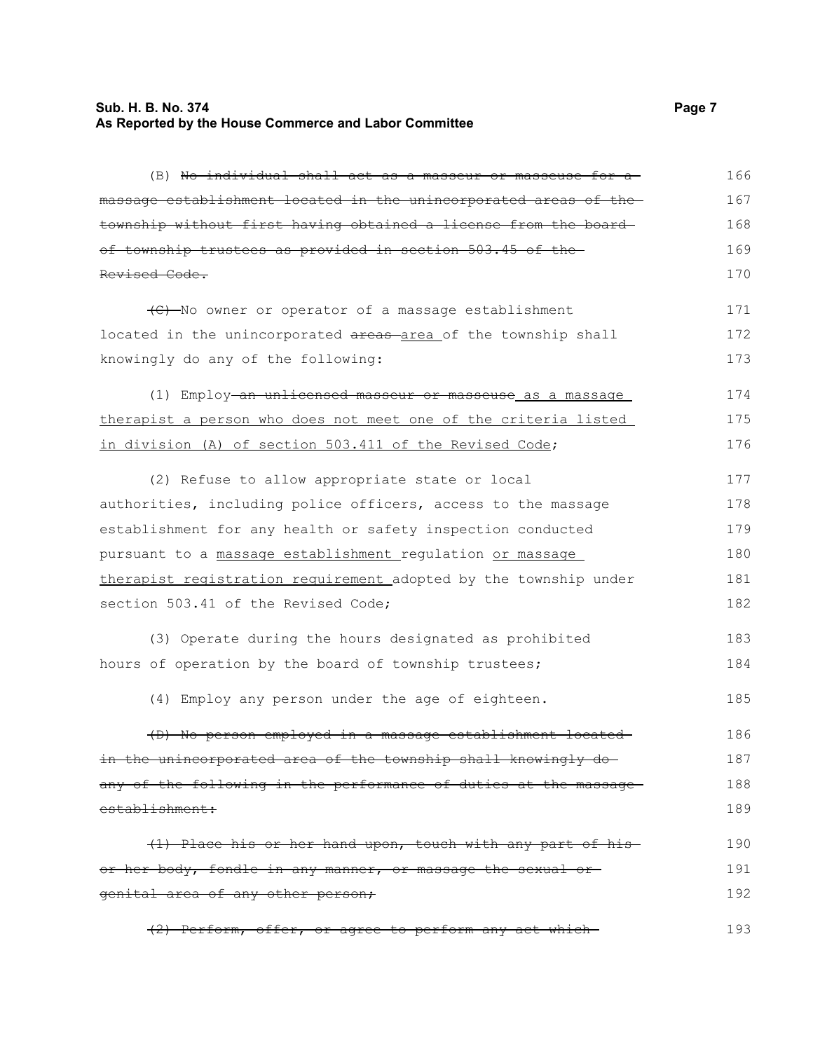(B) ~~No individual shall act as a masseur or masseuse for a massage establishment located in the unincorporated areas of the township without first having obtained a license from the board of township trustees as provided in section 503.45 of the Revised Code.~~

~~(C)~~ No owner or operator of a massage establishment located in the unincorporated ~~areas~~ area of the township shall knowingly do any of the following:

(1) Employ ~~an unlicensed masseur or masseuse~~ as a massage therapist a person who does not meet one of the criteria listed in division (A) of section 503.411 of the Revised Code;

(2) Refuse to allow appropriate state or local authorities, including police officers, access to the massage establishment for any health or safety inspection conducted pursuant to a massage establishment regulation or massage therapist registration requirement adopted by the township under section 503.41 of the Revised Code;

(3) Operate during the hours designated as prohibited hours of operation by the board of township trustees;

(4) Employ any person under the age of eighteen.

~~(D) No person employed in a massage establishment located in the unincorporated area of the township shall knowingly do any of the following in the performance of duties at the massage establishment:~~

~~(1) Place his or her hand upon, touch with any part of his or her body, fondle in any manner, or massage the sexual or genital area of any other person;~~

~~(2) Perform, offer, or agree to perform any act which~~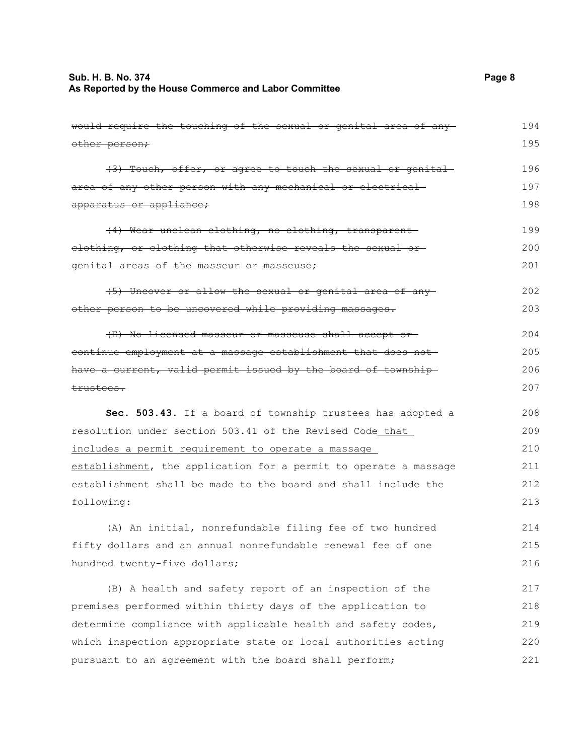~~would require the touching of the sexual or genital area of any other person;~~

~~(3) Touch, offer, or agree to touch the sexual or genital area of any other person with any mechanical or electrical apparatus or appliance;~~

~~(4) Wear unclean clothing, no clothing, transparent clothing, or clothing that otherwise reveals the sexual or genital areas of the masseur or masseuse;~~

~~(5) Uncover or allow the sexual or genital area of any other person to be uncovered while providing massages.~~

~~(E) No licensed masseur or masseuse shall accept or continue employment at a massage establishment that does not have a current, valid permit issued by the board of township trustees.~~

**Sec. 503.43.** If a board of township trustees has adopted a resolution under section 503.41 of the Revised Code<u> that includes a permit requirement to operate a massage establishment</u>, the application for a permit to operate a massage establishment shall be made to the board and shall include the following:

(A) An initial, nonrefundable filing fee of two hundred fifty dollars and an annual nonrefundable renewal fee of one hundred twenty-five dollars;

(B) A health and safety report of an inspection of the premises performed within thirty days of the application to determine compliance with applicable health and safety codes, which inspection appropriate state or local authorities acting pursuant to an agreement with the board shall perform;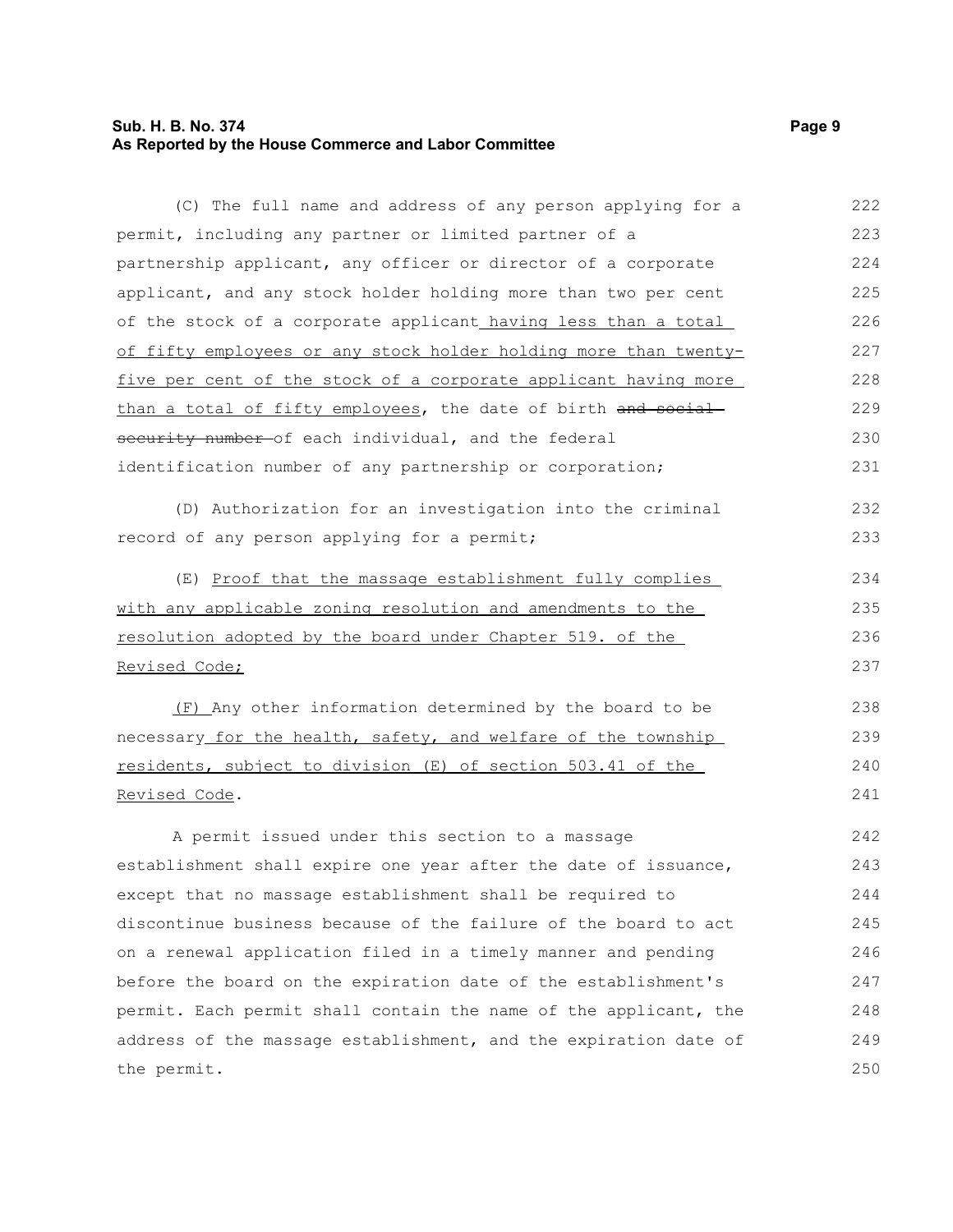(C) The full name and address of any person applying for a permit, including any partner or limited partner of a partnership applicant, any officer or director of a corporate applicant, and any stock holder holding more than two per cent of the stock of a corporate applicant having less than a total of fifty employees or any stock holder holding more than twenty-five per cent of the stock of a corporate applicant having more than a total of fifty employees, the date of birth ~~and social security number~~ of each individual, and the federal identification number of any partnership or corporation;

(D) Authorization for an investigation into the criminal record of any person applying for a permit;

(E) Proof that the massage establishment fully complies with any applicable zoning resolution and amendments to the resolution adopted by the board under Chapter 519. of the Revised Code;

(F) Any other information determined by the board to be necessary for the health, safety, and welfare of the township residents, subject to division (E) of section 503.41 of the Revised Code.

A permit issued under this section to a massage establishment shall expire one year after the date of issuance, except that no massage establishment shall be required to discontinue business because of the failure of the board to act on a renewal application filed in a timely manner and pending before the board on the expiration date of the establishment's permit. Each permit shall contain the name of the applicant, the address of the massage establishment, and the expiration date of the permit.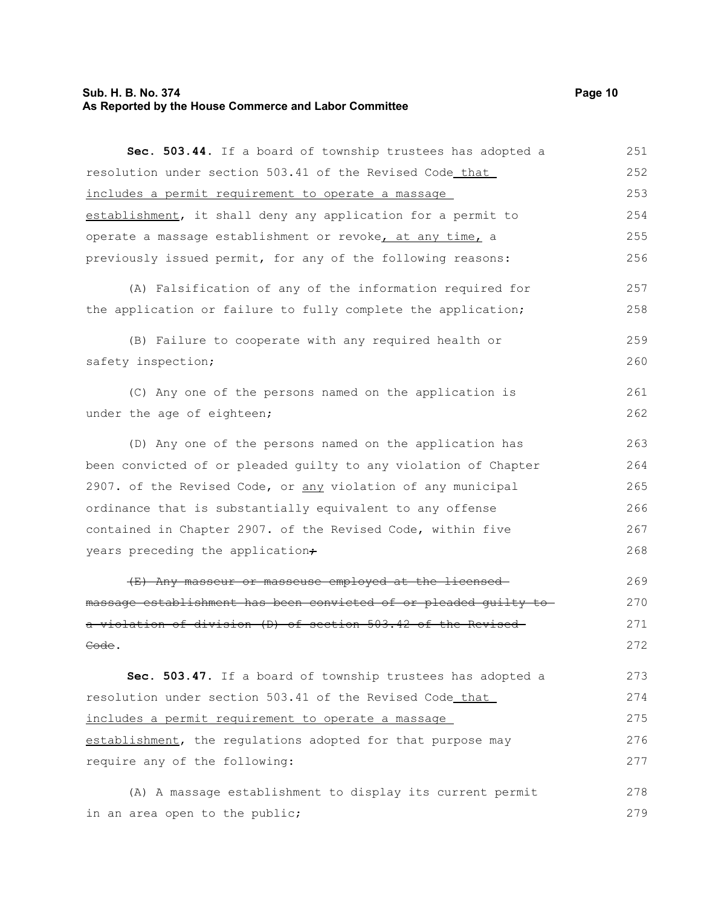**Sec. 503.44.** If a board of township trustees has adopted a resolution under section 503.41 of the Revised Code that includes a permit requirement to operate a massage establishment, it shall deny any application for a permit to operate a massage establishment or revoke, at any time, a previously issued permit, for any of the following reasons:

(A) Falsification of any of the information required for the application or failure to fully complete the application;

(B) Failure to cooperate with any required health or safety inspection;

(C) Any one of the persons named on the application is under the age of eighteen;

(D) Any one of the persons named on the application has been convicted of or pleaded guilty to any violation of Chapter 2907. of the Revised Code, or any violation of any municipal ordinance that is substantially equivalent to any offense contained in Chapter 2907. of the Revised Code, within five years preceding the application~~;~~

~~(E) Any masseur or masseuse employed at the licensed massage establishment has been convicted of or pleaded guilty to a violation of division (D) of section 503.42 of the Revised Code~~.

**Sec. 503.47.** If a board of township trustees has adopted a resolution under section 503.41 of the Revised Code that includes a permit requirement to operate a massage establishment, the regulations adopted for that purpose may require any of the following:

(A) A massage establishment to display its current permit in an area open to the public;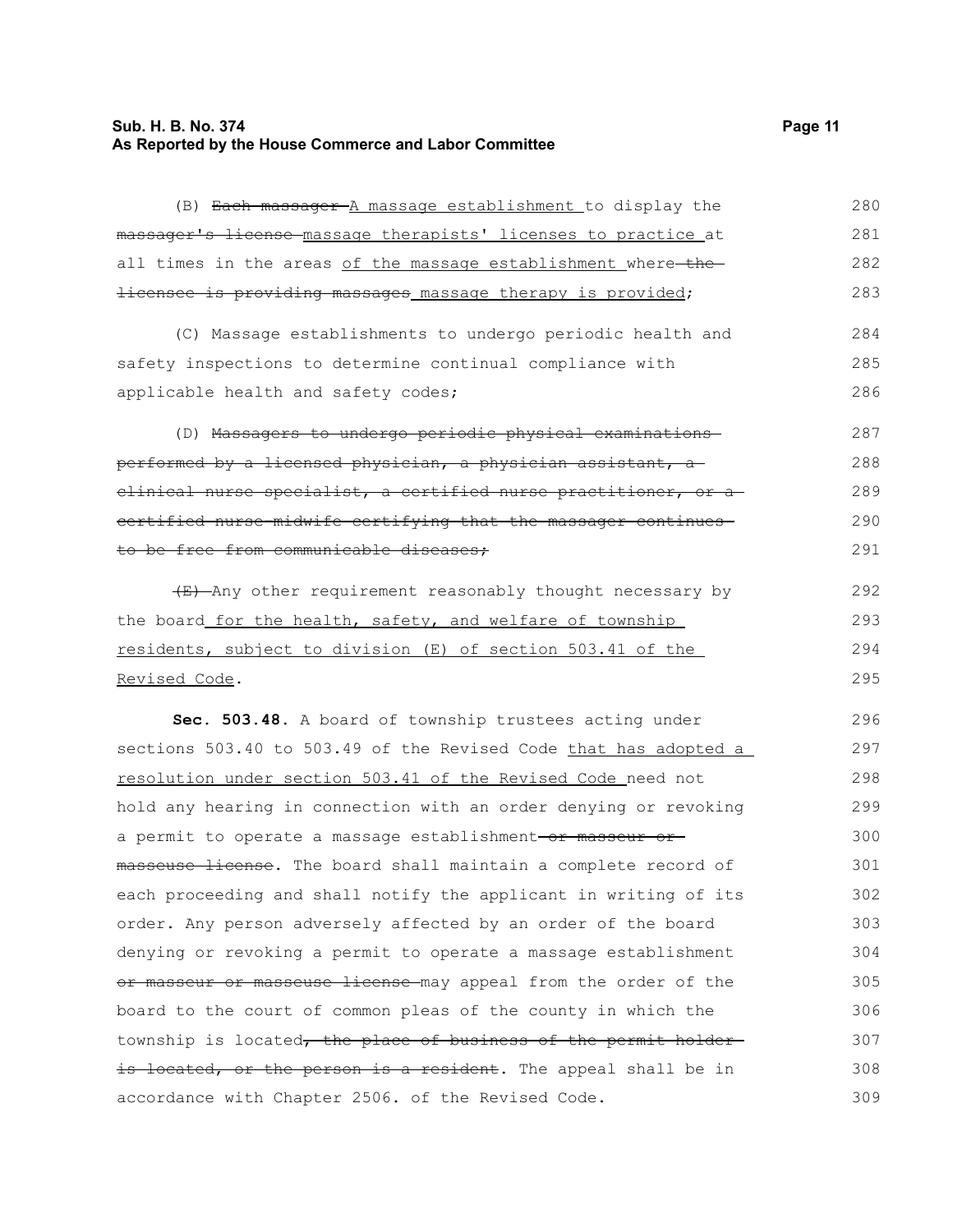(B) ~~Each massager~~ A massage establishment to display the ~~massager's license~~ massage therapists' licenses to practice at all times in the areas of the massage establishment where ~~the licensee is providing massages~~ massage therapy is provided;

(C) Massage establishments to undergo periodic health and safety inspections to determine continual compliance with applicable health and safety codes;

(D) ~~Massagers to undergo periodic physical examinations performed by a licensed physician, a physician assistant, a clinical nurse specialist, a certified nurse practitioner, or a certified nurse-midwife certifying that the massager continues to be free from communicable diseases;~~

~~(E)~~ Any other requirement reasonably thought necessary by the board for the health, safety, and welfare of township residents, subject to division (E) of section 503.41 of the Revised Code.

**Sec. 503.48.** A board of township trustees acting under sections 503.40 to 503.49 of the Revised Code that has adopted a resolution under section 503.41 of the Revised Code need not hold any hearing in connection with an order denying or revoking a permit to operate a massage establishment ~~or masseur or masseuse license~~. The board shall maintain a complete record of each proceeding and shall notify the applicant in writing of its order. Any person adversely affected by an order of the board denying or revoking a permit to operate a massage establishment ~~or masseur or masseuse license~~ may appeal from the order of the board to the court of common pleas of the county in which the township is located~~, the place of business of the permit holder is located, or the person is a resident~~. The appeal shall be in accordance with Chapter 2506. of the Revised Code.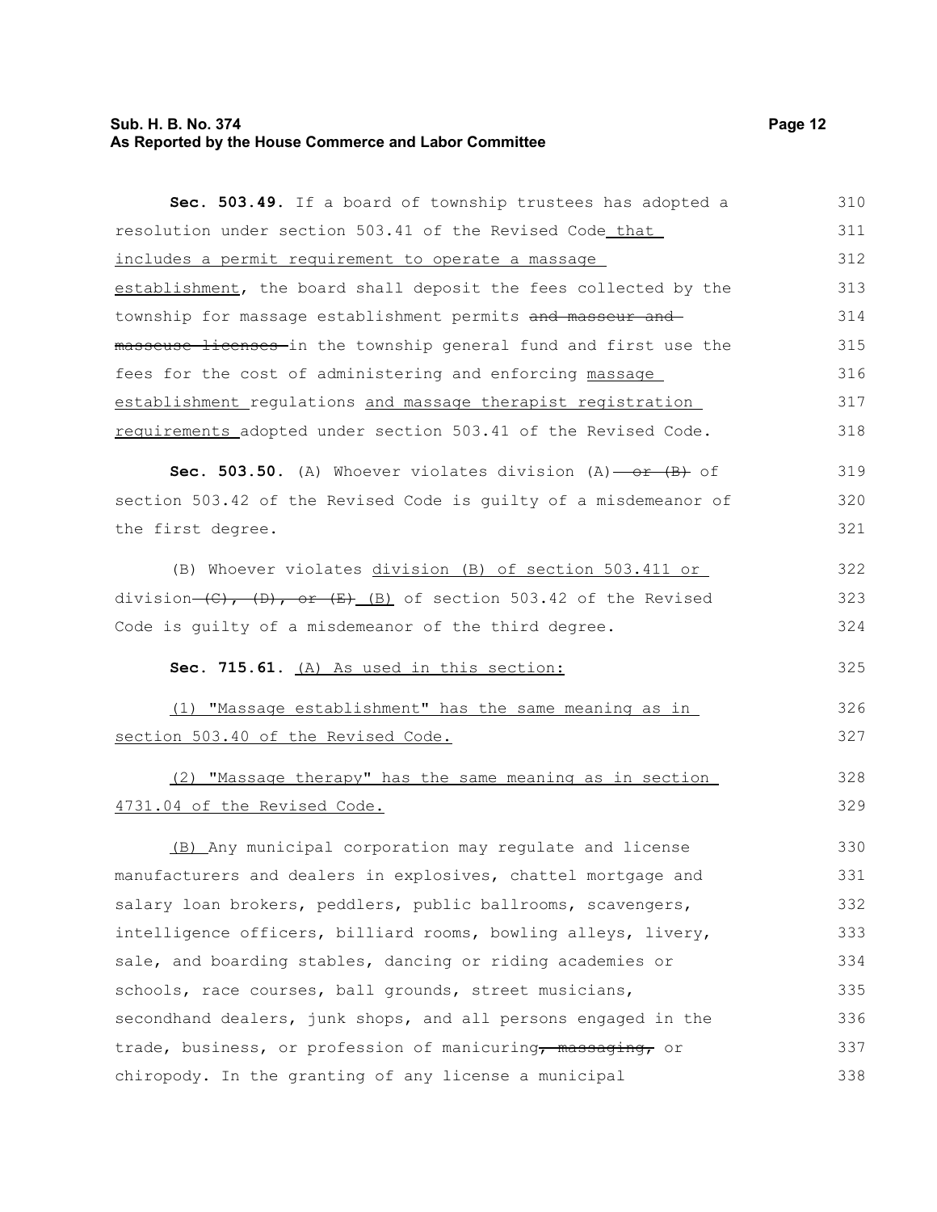**Sec. 503.49.** If a board of township trustees has adopted a resolution under section 503.41 of the Revised Code that includes a permit requirement to operate a massage establishment, the board shall deposit the fees collected by the township for massage establishment permits ~~and masseur and masseuse licenses~~ in the township general fund and first use the fees for the cost of administering and enforcing massage establishment regulations and massage therapist registration requirements adopted under section 503.41 of the Revised Code.

**Sec. 503.50.** (A) Whoever violates division (A) ~~or (B)~~ of section 503.42 of the Revised Code is guilty of a misdemeanor of the first degree.

(B) Whoever violates division (B) of section 503.411 or division ~~(C), (D), or (E)~~ (B) of section 503.42 of the Revised Code is guilty of a misdemeanor of the third degree.

**Sec. 715.61.** (A) As used in this section:

(1) "Massage establishment" has the same meaning as in section 503.40 of the Revised Code.

(2) "Massage therapy" has the same meaning as in section 4731.04 of the Revised Code.

(B) Any municipal corporation may regulate and license manufacturers and dealers in explosives, chattel mortgage and salary loan brokers, peddlers, public ballrooms, scavengers, intelligence officers, billiard rooms, bowling alleys, livery, sale, and boarding stables, dancing or riding academies or schools, race courses, ball grounds, street musicians, secondhand dealers, junk shops, and all persons engaged in the trade, business, or profession of manicuring~~, massaging,~~ or chiropody. In the granting of any license a municipal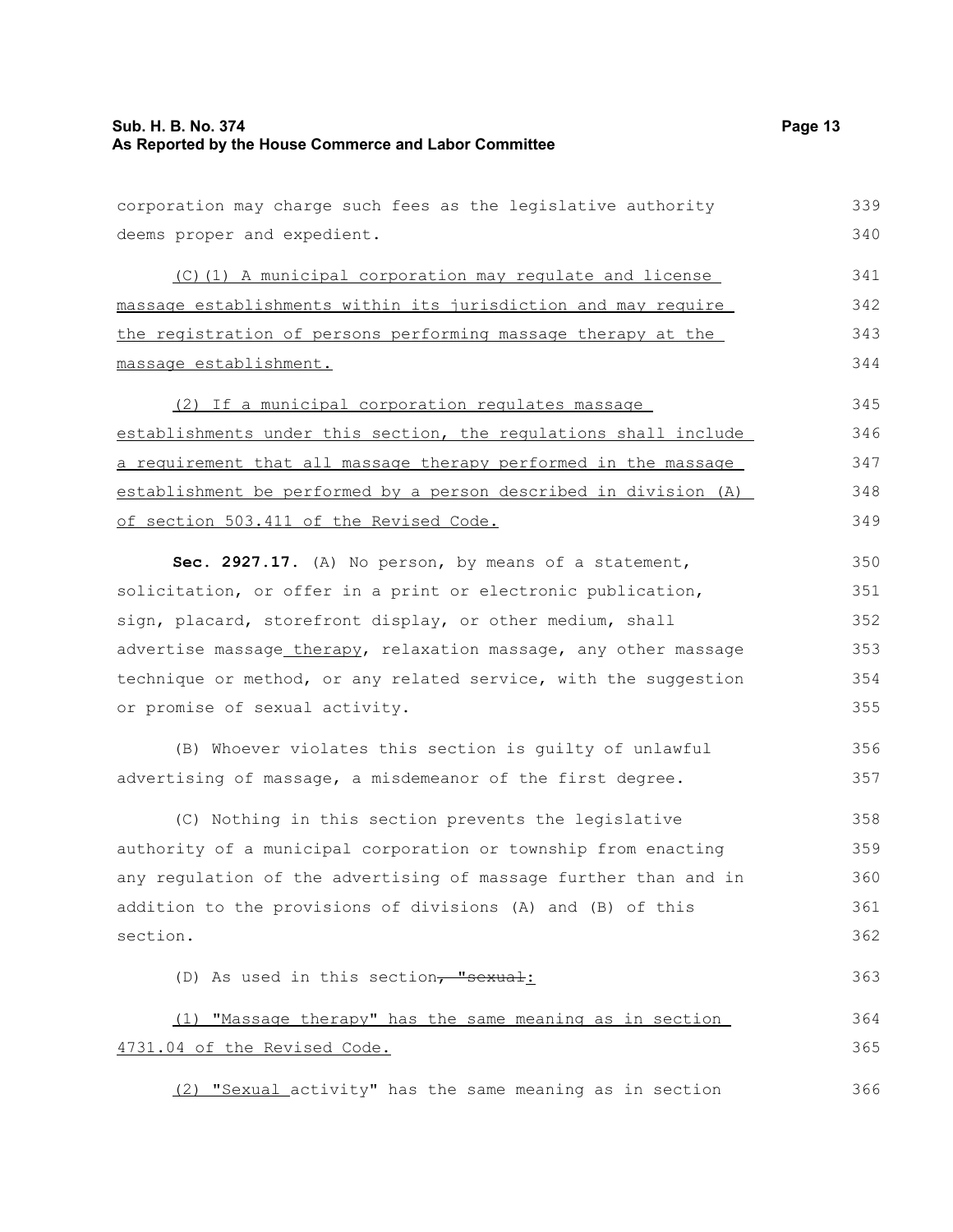corporation may charge such fees as the legislative authority deems proper and expedient.

(C)(1) A municipal corporation may regulate and license massage establishments within its jurisdiction and may require the registration of persons performing massage therapy at the massage establishment.

(2) If a municipal corporation regulates massage establishments under this section, the regulations shall include a requirement that all massage therapy performed in the massage establishment be performed by a person described in division (A) of section 503.411 of the Revised Code.

**Sec. 2927.17.** (A) No person, by means of a statement, solicitation, or offer in a print or electronic publication, sign, placard, storefront display, or other medium, shall advertise massage therapy, relaxation massage, any other massage technique or method, or any related service, with the suggestion or promise of sexual activity.

(B) Whoever violates this section is guilty of unlawful advertising of massage, a misdemeanor of the first degree.

(C) Nothing in this section prevents the legislative authority of a municipal corporation or township from enacting any regulation of the advertising of massage further than and in addition to the provisions of divisions (A) and (B) of this section.

(D) As used in this section~~, "sexual~~:

(1) "Massage therapy" has the same meaning as in section 4731.04 of the Revised Code.

(2) "Sexual activity" has the same meaning as in section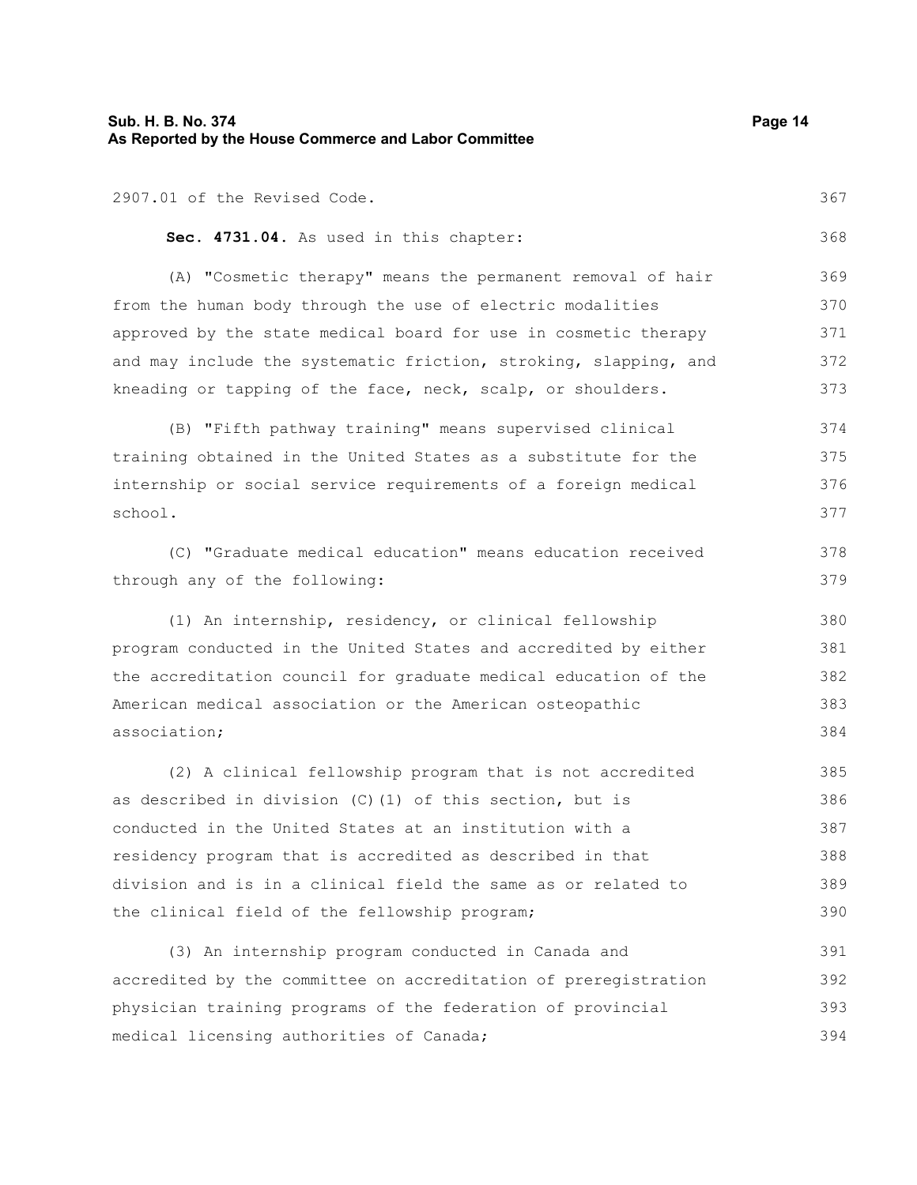2907.01 of the Revised Code.

**Sec. 4731.04.** As used in this chapter:

(A) "Cosmetic therapy" means the permanent removal of hair from the human body through the use of electric modalities approved by the state medical board for use in cosmetic therapy and may include the systematic friction, stroking, slapping, and kneading or tapping of the face, neck, scalp, or shoulders.

(B) "Fifth pathway training" means supervised clinical training obtained in the United States as a substitute for the internship or social service requirements of a foreign medical school.

(C) "Graduate medical education" means education received through any of the following:

(1) An internship, residency, or clinical fellowship program conducted in the United States and accredited by either the accreditation council for graduate medical education of the American medical association or the American osteopathic association;

(2) A clinical fellowship program that is not accredited as described in division (C)(1) of this section, but is conducted in the United States at an institution with a residency program that is accredited as described in that division and is in a clinical field the same as or related to the clinical field of the fellowship program;

(3) An internship program conducted in Canada and accredited by the committee on accreditation of preregistration physician training programs of the federation of provincial medical licensing authorities of Canada;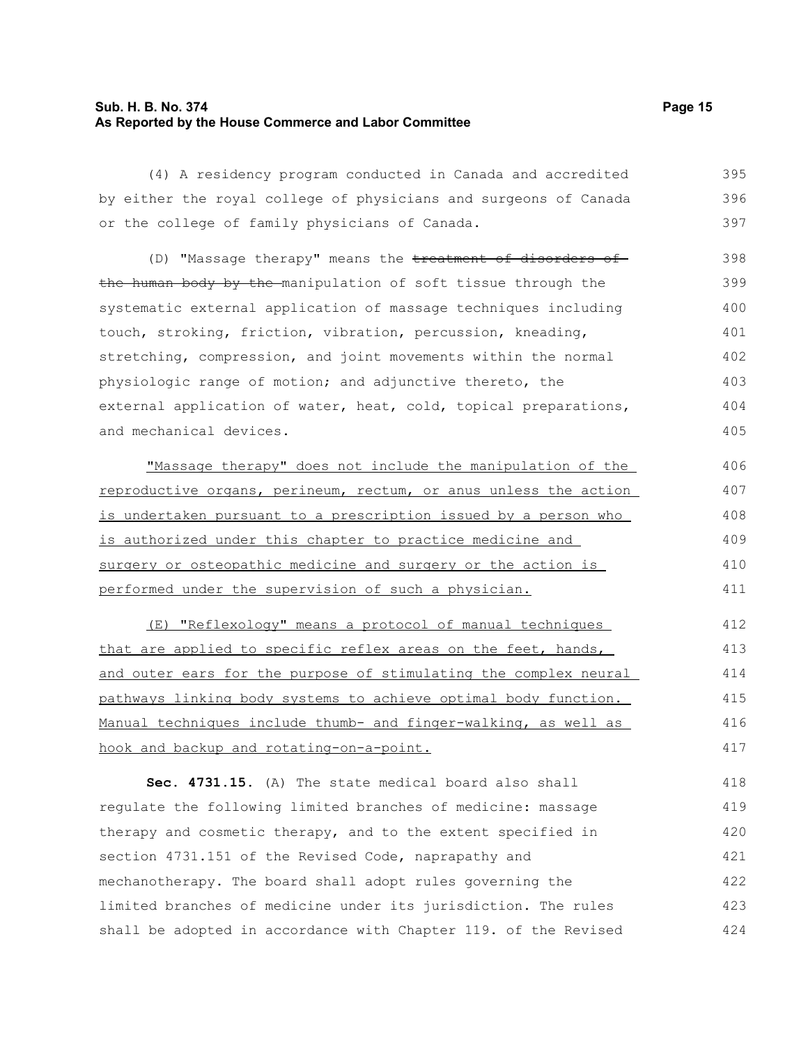(4) A residency program conducted in Canada and accredited by either the royal college of physicians and surgeons of Canada or the college of family physicians of Canada.

(D) "Massage therapy" means the ~~treatment of disorders of the human body by the~~ manipulation of soft tissue through the systematic external application of massage techniques including touch, stroking, friction, vibration, percussion, kneading, stretching, compression, and joint movements within the normal physiologic range of motion; and adjunctive thereto, the external application of water, heat, cold, topical preparations, and mechanical devices.

<u>"Massage therapy" does not include the manipulation of the reproductive organs, perineum, rectum, or anus unless the action is undertaken pursuant to a prescription issued by a person who is authorized under this chapter to practice medicine and surgery or osteopathic medicine and surgery or the action is performed under the supervision of such a physician.</u>

<u>(E) "Reflexology" means a protocol of manual techniques that are applied to specific reflex areas on the feet, hands, and outer ears for the purpose of stimulating the complex neural pathways linking body systems to achieve optimal body function. Manual techniques include thumb- and finger-walking, as well as hook and backup and rotating-on-a-point.</u>

**Sec. 4731.15.** (A) The state medical board also shall regulate the following limited branches of medicine: massage therapy and cosmetic therapy, and to the extent specified in section 4731.151 of the Revised Code, naprapathy and mechanotherapy. The board shall adopt rules governing the limited branches of medicine under its jurisdiction. The rules shall be adopted in accordance with Chapter 119. of the Revised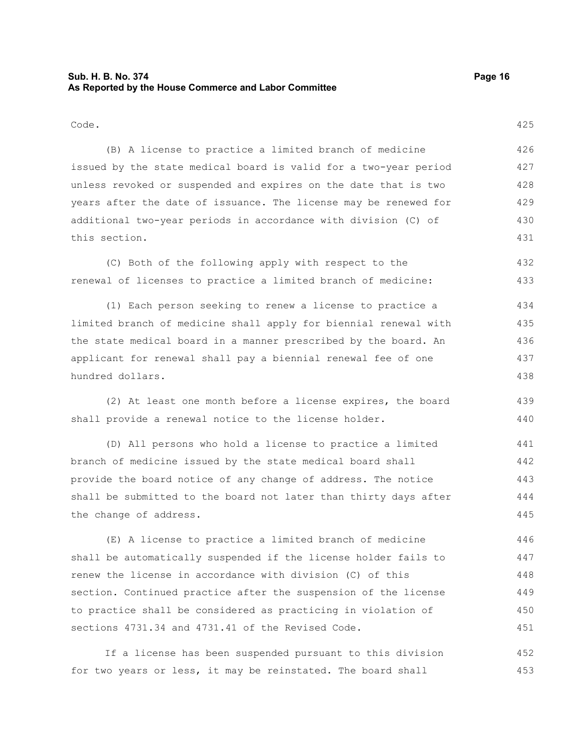Code.

(B) A license to practice a limited branch of medicine issued by the state medical board is valid for a two-year period unless revoked or suspended and expires on the date that is two years after the date of issuance. The license may be renewed for additional two-year periods in accordance with division (C) of this section.

(C) Both of the following apply with respect to the renewal of licenses to practice a limited branch of medicine:

(1) Each person seeking to renew a license to practice a limited branch of medicine shall apply for biennial renewal with the state medical board in a manner prescribed by the board. An applicant for renewal shall pay a biennial renewal fee of one hundred dollars.

(2) At least one month before a license expires, the board shall provide a renewal notice to the license holder.

(D) All persons who hold a license to practice a limited branch of medicine issued by the state medical board shall provide the board notice of any change of address. The notice shall be submitted to the board not later than thirty days after the change of address.

(E) A license to practice a limited branch of medicine shall be automatically suspended if the license holder fails to renew the license in accordance with division (C) of this section. Continued practice after the suspension of the license to practice shall be considered as practicing in violation of sections 4731.34 and 4731.41 of the Revised Code.

If a license has been suspended pursuant to this division for two years or less, it may be reinstated. The board shall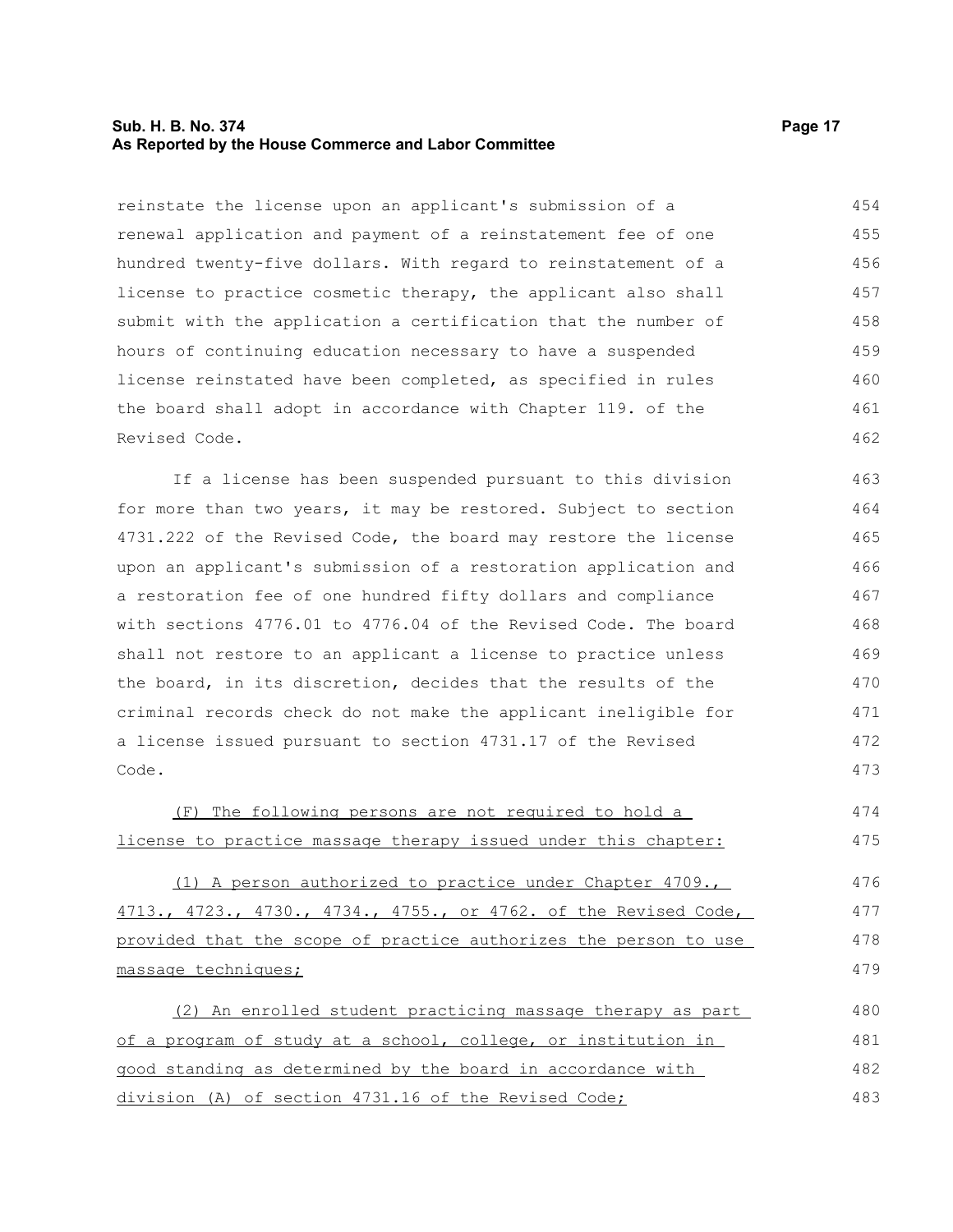reinstate the license upon an applicant's submission of a renewal application and payment of a reinstatement fee of one hundred twenty-five dollars. With regard to reinstatement of a license to practice cosmetic therapy, the applicant also shall submit with the application a certification that the number of hours of continuing education necessary to have a suspended license reinstated have been completed, as specified in rules the board shall adopt in accordance with Chapter 119. of the Revised Code.

If a license has been suspended pursuant to this division for more than two years, it may be restored. Subject to section 4731.222 of the Revised Code, the board may restore the license upon an applicant's submission of a restoration application and a restoration fee of one hundred fifty dollars and compliance with sections 4776.01 to 4776.04 of the Revised Code. The board shall not restore to an applicant a license to practice unless the board, in its discretion, decides that the results of the criminal records check do not make the applicant ineligible for a license issued pursuant to section 4731.17 of the Revised Code.

<u>(F) The following persons are not required to hold a license to practice massage therapy issued under this chapter:</u>

<u>(1) A person authorized to practice under Chapter 4709., 4713., 4723., 4730., 4734., 4755., or 4762. of the Revised Code, provided that the scope of practice authorizes the person to use massage techniques;</u>

<u>(2) An enrolled student practicing massage therapy as part of a program of study at a school, college, or institution in good standing as determined by the board in accordance with division (A) of section 4731.16 of the Revised Code;</u>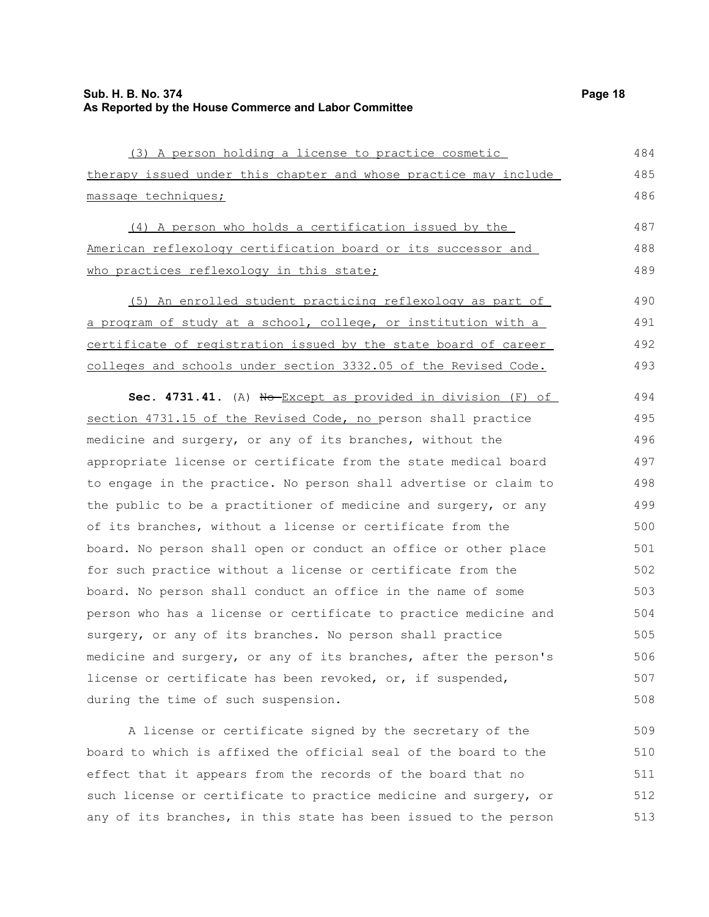(3) A person holding a license to practice cosmetic therapy issued under this chapter and whose practice may include massage techniques;

(4) A person who holds a certification issued by the American reflexology certification board or its successor and who practices reflexology in this state;

(5) An enrolled student practicing reflexology as part of a program of study at a school, college, or institution with a certificate of registration issued by the state board of career colleges and schools under section 3332.05 of the Revised Code.

**Sec. 4731.41.** (A) ~~No~~ Except as provided in division (F) of section 4731.15 of the Revised Code, no person shall practice medicine and surgery, or any of its branches, without the appropriate license or certificate from the state medical board to engage in the practice. No person shall advertise or claim to the public to be a practitioner of medicine and surgery, or any of its branches, without a license or certificate from the board. No person shall open or conduct an office or other place for such practice without a license or certificate from the board. No person shall conduct an office in the name of some person who has a license or certificate to practice medicine and surgery, or any of its branches. No person shall practice medicine and surgery, or any of its branches, after the person's license or certificate has been revoked, or, if suspended, during the time of such suspension.

A license or certificate signed by the secretary of the board to which is affixed the official seal of the board to the effect that it appears from the records of the board that no such license or certificate to practice medicine and surgery, or any of its branches, in this state has been issued to the person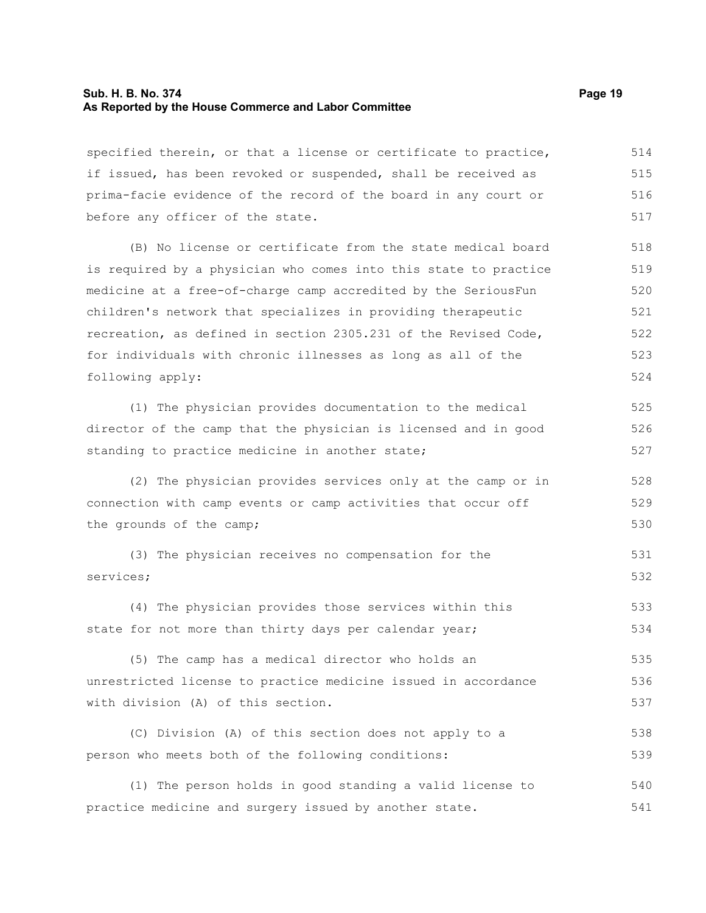specified therein, or that a license or certificate to practice, if issued, has been revoked or suspended, shall be received as prima-facie evidence of the record of the board in any court or before any officer of the state.

(B) No license or certificate from the state medical board is required by a physician who comes into this state to practice medicine at a free-of-charge camp accredited by the SeriousFun children's network that specializes in providing therapeutic recreation, as defined in section 2305.231 of the Revised Code, for individuals with chronic illnesses as long as all of the following apply:

(1) The physician provides documentation to the medical director of the camp that the physician is licensed and in good standing to practice medicine in another state;

(2) The physician provides services only at the camp or in connection with camp events or camp activities that occur off the grounds of the camp;

(3) The physician receives no compensation for the services;

(4) The physician provides those services within this state for not more than thirty days per calendar year;

(5) The camp has a medical director who holds an unrestricted license to practice medicine issued in accordance with division (A) of this section.

(C) Division (A) of this section does not apply to a person who meets both of the following conditions:

(1) The person holds in good standing a valid license to practice medicine and surgery issued by another state.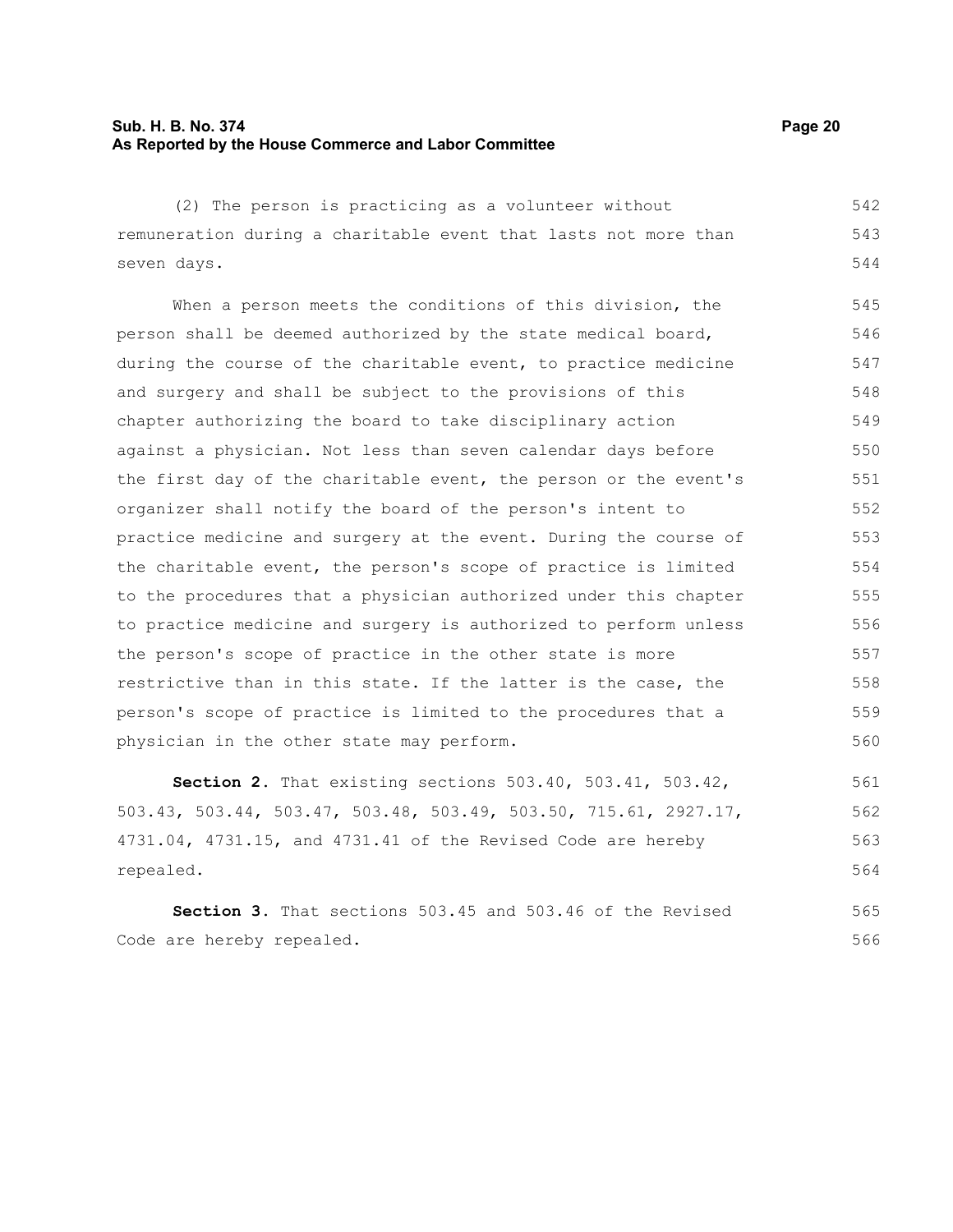(2) The person is practicing as a volunteer without remuneration during a charitable event that lasts not more than seven days.

When a person meets the conditions of this division, the person shall be deemed authorized by the state medical board, during the course of the charitable event, to practice medicine and surgery and shall be subject to the provisions of this chapter authorizing the board to take disciplinary action against a physician. Not less than seven calendar days before the first day of the charitable event, the person or the event's organizer shall notify the board of the person's intent to practice medicine and surgery at the event. During the course of the charitable event, the person's scope of practice is limited to the procedures that a physician authorized under this chapter to practice medicine and surgery is authorized to perform unless the person's scope of practice in the other state is more restrictive than in this state. If the latter is the case, the person's scope of practice is limited to the procedures that a physician in the other state may perform.

**Section 2.** That existing sections 503.40, 503.41, 503.42, 503.43, 503.44, 503.47, 503.48, 503.49, 503.50, 715.61, 2927.17, 4731.04, 4731.15, and 4731.41 of the Revised Code are hereby repealed.

**Section 3.** That sections 503.45 and 503.46 of the Revised Code are hereby repealed.